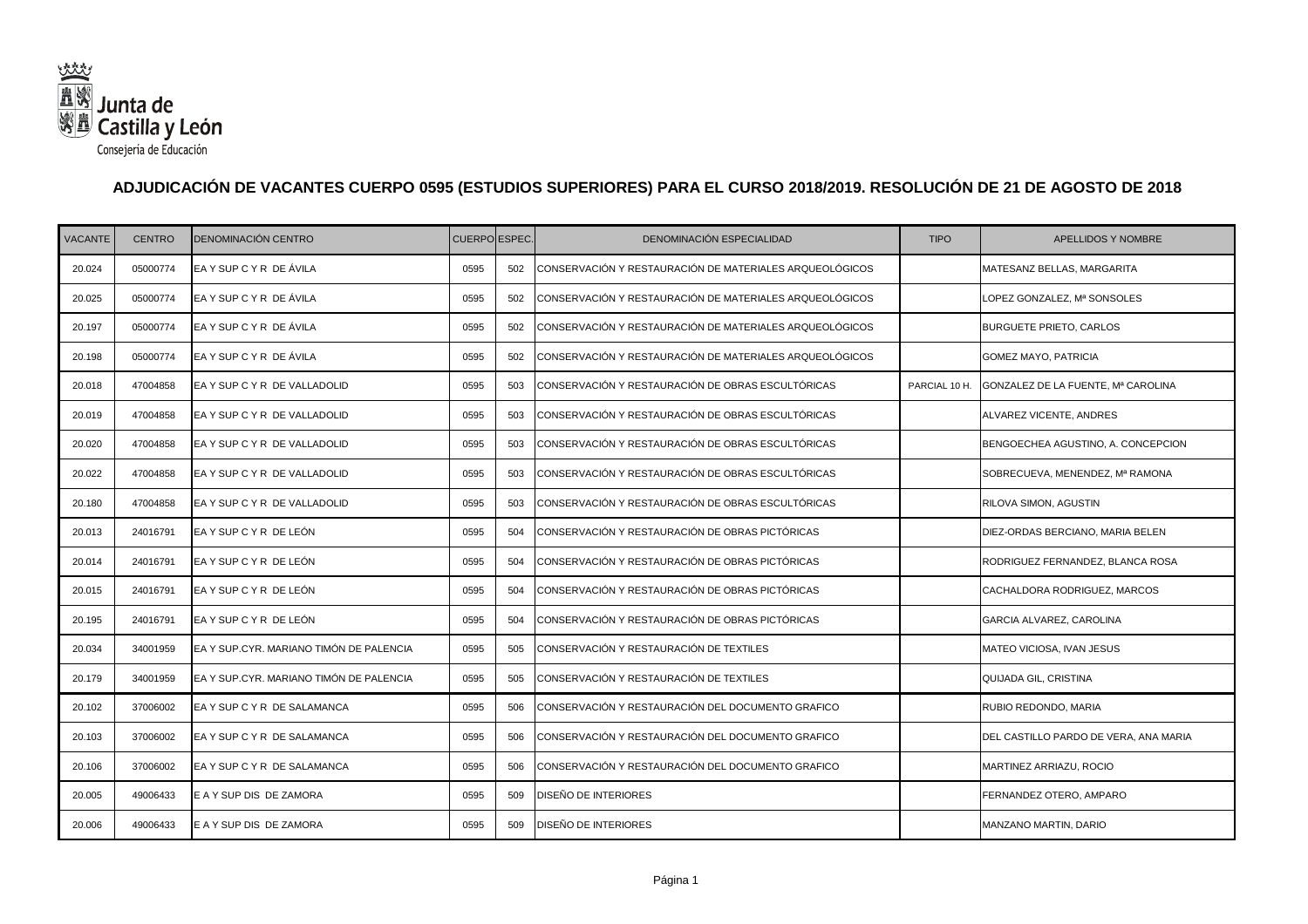Junta de Castilla y León
Consejería de Educación

# ADJUDICACIÓN DE VACANTES CUERPO 0595 (ESTUDIOS SUPERIORES) PARA EL CURSO 2018/2019. RESOLUCIÓN DE 21 DE AGOSTO DE 2018

| VACANTE | CENTRO | DENOMINACIÓN CENTRO | CUERPO | ESPEC. | DENOMINACIÓN ESPECIALIDAD | TIPO | APELLIDOS Y NOMBRE |
|---|---|---|---|---|---|---|---|
| 20.024 | 05000774 | EA Y SUP C Y R DE ÁVILA | 0595 | 502 | CONSERVACIÓN Y RESTAURACIÓN DE MATERIALES ARQUEOLÓGICOS | | MATESANZ BELLAS, MARGARITA |
| 20.025 | 05000774 | EA Y SUP C Y R DE ÁVILA | 0595 | 502 | CONSERVACIÓN Y RESTAURACIÓN DE MATERIALES ARQUEOLÓGICOS | | LOPEZ GONZALEZ, Mª SONSOLES |
| 20.197 | 05000774 | EA Y SUP C Y R DE ÁVILA | 0595 | 502 | CONSERVACIÓN Y RESTAURACIÓN DE MATERIALES ARQUEOLÓGICOS | | BURGUETE PRIETO, CARLOS |
| 20.198 | 05000774 | EA Y SUP C Y R DE ÁVILA | 0595 | 502 | CONSERVACIÓN Y RESTAURACIÓN DE MATERIALES ARQUEOLÓGICOS | | GOMEZ MAYO, PATRICIA |
| 20.018 | 47004858 | EA Y SUP C Y R DE VALLADOLID | 0595 | 503 | CONSERVACIÓN Y RESTAURACIÓN DE OBRAS ESCULTÓRICAS | PARCIAL 10 H. | GONZALEZ DE LA FUENTE, Mª CAROLINA |
| 20.019 | 47004858 | EA Y SUP C Y R DE VALLADOLID | 0595 | 503 | CONSERVACIÓN Y RESTAURACIÓN DE OBRAS ESCULTÓRICAS | | ALVAREZ VICENTE, ANDRES |
| 20.020 | 47004858 | EA Y SUP C Y R DE VALLADOLID | 0595 | 503 | CONSERVACIÓN Y RESTAURACIÓN DE OBRAS ESCULTÓRICAS | | BENGOECHEA AGUSTINO, A. CONCEPCION |
| 20.022 | 47004858 | EA Y SUP C Y R DE VALLADOLID | 0595 | 503 | CONSERVACIÓN Y RESTAURACIÓN DE OBRAS ESCULTÓRICAS | | SOBRECUEVA, MENENDEZ, Mª RAMONA |
| 20.180 | 47004858 | EA Y SUP C Y R DE VALLADOLID | 0595 | 503 | CONSERVACIÓN Y RESTAURACIÓN DE OBRAS ESCULTÓRICAS | | RILOVA SIMON, AGUSTIN |
| 20.013 | 24016791 | EA Y SUP C Y R DE LEÓN | 0595 | 504 | CONSERVACIÓN Y RESTAURACIÓN DE OBRAS PICTÓRICAS | | DIEZ-ORDAS BERCIANO, MARIA BELEN |
| 20.014 | 24016791 | EA Y SUP C Y R DE LEÓN | 0595 | 504 | CONSERVACIÓN Y RESTAURACIÓN DE OBRAS PICTÓRICAS | | RODRIGUEZ FERNANDEZ, BLANCA ROSA |
| 20.015 | 24016791 | EA Y SUP C Y R DE LEÓN | 0595 | 504 | CONSERVACIÓN Y RESTAURACIÓN DE OBRAS PICTÓRICAS | | CACHALDORA RODRIGUEZ, MARCOS |
| 20.195 | 24016791 | EA Y SUP C Y R DE LEÓN | 0595 | 504 | CONSERVACIÓN Y RESTAURACIÓN DE OBRAS PICTÓRICAS | | GARCIA ALVAREZ, CAROLINA |
| 20.034 | 34001959 | EA Y SUP.CYR. MARIANO TIMÓN DE PALENCIA | 0595 | 505 | CONSERVACIÓN Y RESTAURACIÓN DE TEXTILES | | MATEO VICIOSA, IVAN JESUS |
| 20.179 | 34001959 | EA Y SUP.CYR. MARIANO TIMÓN DE PALENCIA | 0595 | 505 | CONSERVACIÓN Y RESTAURACIÓN DE TEXTILES | | QUIJADA GIL, CRISTINA |
| 20.102 | 37006002 | EA Y SUP C Y R DE SALAMANCA | 0595 | 506 | CONSERVACIÓN Y RESTAURACIÓN DEL DOCUMENTO GRAFICO | | RUBIO REDONDO, MARIA |
| 20.103 | 37006002 | EA Y SUP C Y R DE SALAMANCA | 0595 | 506 | CONSERVACIÓN Y RESTAURACIÓN DEL DOCUMENTO GRAFICO | | DEL CASTILLO PARDO DE VERA, ANA MARIA |
| 20.106 | 37006002 | EA Y SUP C Y R DE SALAMANCA | 0595 | 506 | CONSERVACIÓN Y RESTAURACIÓN DEL DOCUMENTO GRAFICO | | MARTINEZ ARRIAZU, ROCIO |
| 20.005 | 49006433 | E A Y SUP DIS DE ZAMORA | 0595 | 509 | DISEÑO DE INTERIORES | | FERNANDEZ OTERO, AMPARO |
| 20.006 | 49006433 | E A Y SUP DIS DE ZAMORA | 0595 | 509 | DISEÑO DE INTERIORES | | MANZANO MARTIN, DARIO |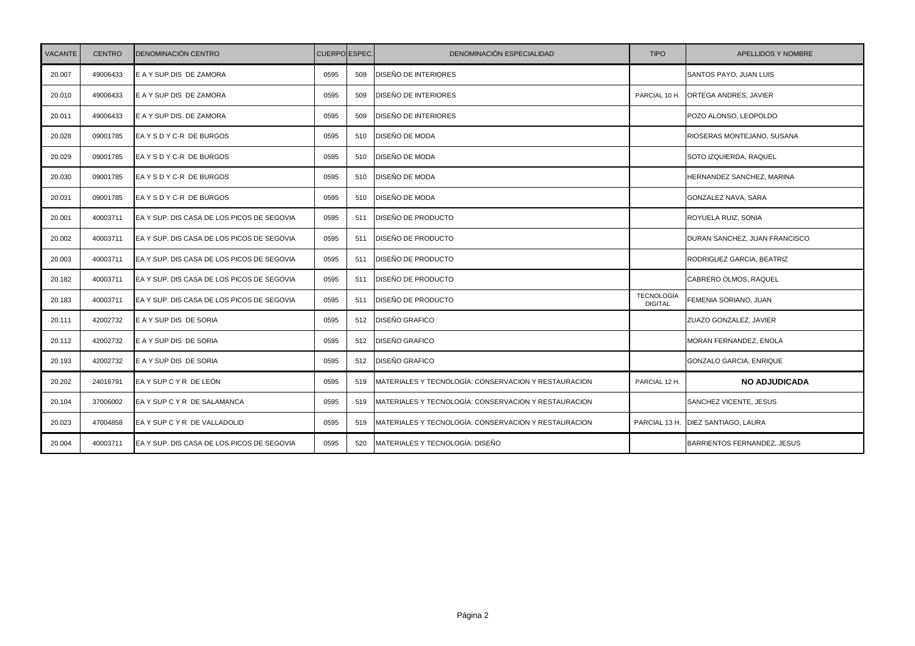| VACANTE | CENTRO | DENOMINACIÓN CENTRO | CUERPO | ESPEC. | DENOMINACIÓN ESPECIALIDAD | TIPO | APELLIDOS Y NOMBRE |
|---|---|---|---|---|---|---|---|
| 20.007 | 49006433 | E A Y SUP DIS DE ZAMORA | 0595 | 509 | DISEÑO DE INTERIORES | | SANTOS PAYO, JUAN LUIS |
| 20.010 | 49006433 | E A Y SUP DIS DE ZAMORA | 0595 | 509 | DISEÑO DE INTERIORES | PARCIAL 10 H. | ORTEGA ANDRES, JAVIER |
| 20.011 | 49006433 | E A Y SUP DIS DE ZAMORA | 0595 | 509 | DISEÑO DE INTERIORES | | POZO ALONSO, LEOPOLDO |
| 20.028 | 09001785 | EA Y S D Y C-R DE BURGOS | 0595 | 510 | DISEÑO DE MODA | | RIOSERAS MONTEJANO, SUSANA |
| 20.029 | 09001785 | EA Y S D Y C-R DE BURGOS | 0595 | 510 | DISEÑO DE MODA | | SOTO IZQUIERDA, RAQUEL |
| 20.030 | 09001785 | EA Y S D Y C-R DE BURGOS | 0595 | 510 | DISEÑO DE MODA | | HERNANDEZ SANCHEZ, MARINA |
| 20.031 | 09001785 | EA Y S D Y C-R DE BURGOS | 0595 | 510 | DISEÑO DE MODA | | GONZALEZ NAVA, SARA |
| 20.001 | 40003711 | EA Y SUP. DIS CASA DE LOS PICOS DE SEGOVIA | 0595 | 511 | DISEÑO DE PRODUCTO | | ROYUELA RUIZ, SONIA |
| 20.002 | 40003711 | EA Y SUP. DIS CASA DE LOS PICOS DE SEGOVIA | 0595 | 511 | DISEÑO DE PRODUCTO | | DURAN SANCHEZ, JUAN FRANCISCO |
| 20.003 | 40003711 | EA Y SUP. DIS CASA DE LOS PICOS DE SEGOVIA | 0595 | 511 | DISEÑO DE PRODUCTO | | RODRIGUEZ GARCIA, BEATRIZ |
| 20.182 | 40003711 | EA Y SUP. DIS CASA DE LOS PICOS DE SEGOVIA | 0595 | 511 | DISEÑO DE PRODUCTO | | CABRERO OLMOS, RAQUEL |
| 20.183 | 40003711 | EA Y SUP. DIS CASA DE LOS PICOS DE SEGOVIA | 0595 | 511 | DISEÑO DE PRODUCTO | TECNOLOGÍA DIGITAL | FEMENIA SORIANO, JUAN |
| 20.111 | 42002732 | E A Y SUP DIS DE SORIA | 0595 | 512 | DISEÑO GRAFICO | | ZUAZO GONZALEZ, JAVIER |
| 20.112 | 42002732 | E A Y SUP DIS DE SORIA | 0595 | 512 | DISEÑO GRAFICO | | MORAN FERNANDEZ, ENOLA |
| 20.193 | 42002732 | E A Y SUP DIS DE SORIA | 0595 | 512 | DISEÑO GRAFICO | | GONZALO GARCIA, ENRIQUE |
| 20.202 | 24016791 | EA Y SUP C Y R DE LEÓN | 0595 | 519 | MATERIALES Y TECNOLOGÍA: CONSERVACION Y RESTAURACION | PARCIAL 12 H. | **NO ADJUDICADA** |
| 20.104 | 37006002 | EA Y SUP C Y R DE SALAMANCA | 0595 | 519 | MATERIALES Y TECNOLOGÍA: CONSERVACION Y RESTAURACION | | SANCHEZ VICENTE, JESUS |
| 20.023 | 47004858 | EA Y SUP C Y R DE VALLADOLID | 0595 | 519 | MATERIALES Y TECNOLOGÍA: CONSERVACION Y RESTAURACION | PARCIAL 13 H. | DIEZ SANTIAGO, LAURA |
| 20.004 | 40003711 | EA Y SUP. DIS CASA DE LOS PICOS DE SEGOVIA | 0595 | 520 | MATERIALES Y TECNOLOGÍA: DISEÑO | | BARRIENTOS FERNANDEZ, JESUS |